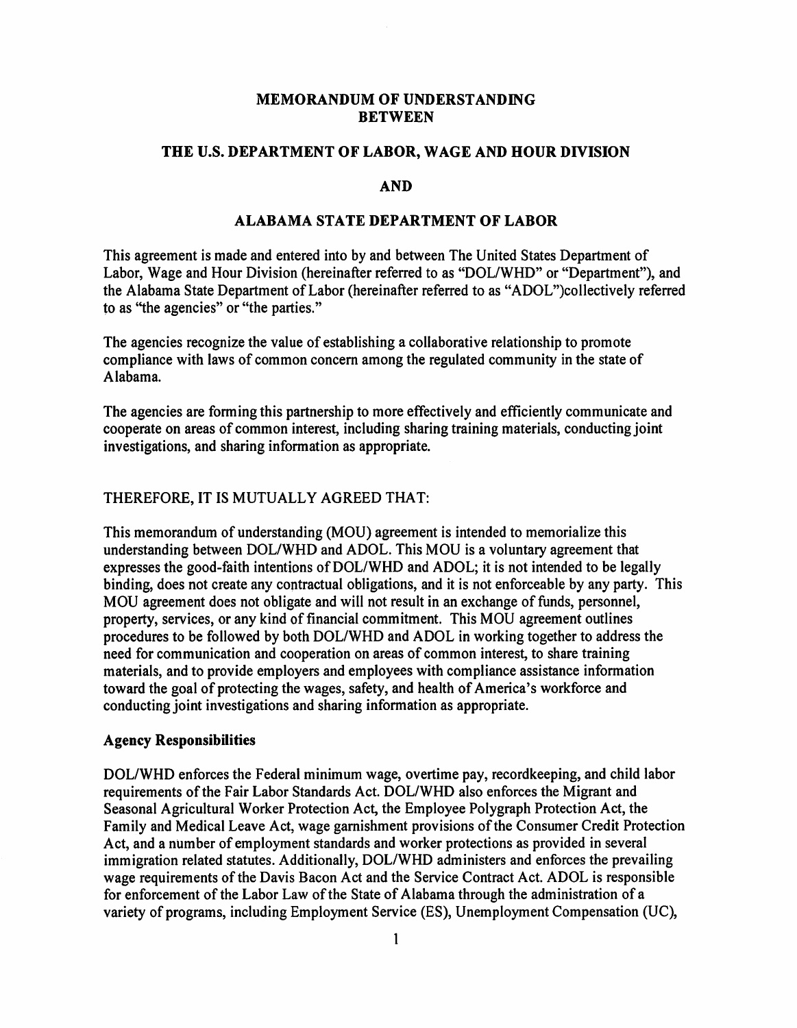# MEMORANDUM OF UNDERSTANDING BETWEEN

## THE U.S. DEPARTMENT OF LABOR, WAGE AND HOUR DIVISION

## AND

## ALABAMA STATE DEPARTMENT OF LABOR

This agreement is made and entered into by and between The United States Department of Labor, Wage and Hour Division (hereinafter referred to as "DOL/WHD" or "Department"), and the Alabama State Department of Labor (hereinafter referred to as "ADOL")collectively referred to as "the agencies" or "the parties."

The agencies recognize the value of establishing a collaborative relationship to promote compliance with laws of common concern among the regulated community in the state of Alabama.

The agencies are forming this partnership to more effectively and efficiently communicate and cooperate on areas of common interest, including sharing training materials, conducting joint investigations, and sharing information as appropriate.

THEREFORE, IT IS MUTUALLY AGREED THAT:

This memorandum of understanding (MOU) agreement is intended to memorialize this understanding between DOL/WHD and ADOL. This MOU is a voluntary agreement that expresses the good-faith intentions of DOL/WHD and ADOL; it is not intended to be legally binding, does not create any contractual obligations, and it is not enforceable by any party. This MOU agreement does not obligate and will not result in an exchange of funds, personnel, property, services, or any kind of financial commitment. This MOU agreement outlines procedures to be followed by both DOL/WHD and ADOL in working together to address the need for communication and cooperation on areas of common interest, to share training materials, and to provide employers and employees with compliance assistance information toward the goal of protecting the wages, safety, and health of America's workforce and conducting joint investigations and sharing information as appropriate.

**Agency Responsibilities**

DOL/WHD enforces the Federal minimum wage, overtime pay, recordkeeping, and child labor requirements of the Fair Labor Standards Act. DOL/WHD also enforces the Migrant and Seasonal Agricultural Worker Protection Act, the Employee Polygraph Protection Act, the Family and Medical Leave Act, wage garnishment provisions of the Consumer Credit Protection Act, and a number of employment standards and worker protections as provided in several immigration related statutes. Additionally, DOL/WHD administers and enforces the prevailing wage requirements of the Davis Bacon Act and the Service Contract Act. ADOL is responsible for enforcement of the Labor Law of the State of Alabama through the administration of a variety of programs, including Employment Service (ES), Unemployment Compensation (UC),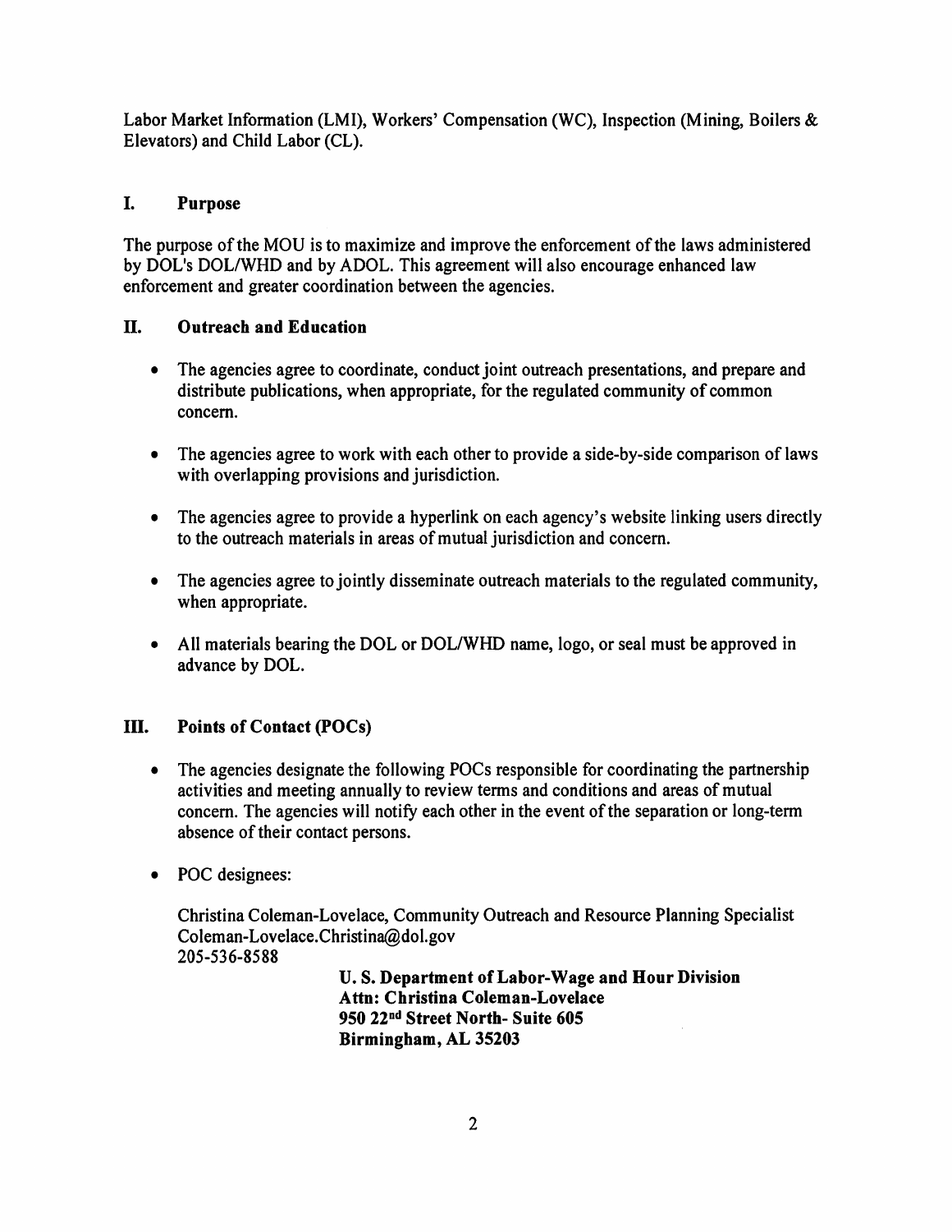Labor Market Information (LMI), Workers' Compensation (WC), Inspection (Mining, Boilers & Elevators) and Child Labor (CL).

## I. Purpose

The purpose of the MOU is to maximize and improve the enforcement of the laws administered by DOL's DOL/WHD and by ADOL. This agreement will also encourage enhanced law enforcement and greater coordination between the agencies.

## II. Outreach and Education

- The agencies agree to coordinate, conduct joint outreach presentations, and prepare and distribute publications, when appropriate, for the regulated community of common concern.
- The agencies agree to work with each other to provide a side-by-side comparison of laws with overlapping provisions and jurisdiction.
- The agencies agree to provide a hyperlink on each agency's website linking users directly to the outreach materials in areas of mutual jurisdiction and concern.
- The agencies agree to jointly disseminate outreach materials to the regulated community, when appropriate.
- All materials bearing the DOL or DOL/WHD name, logo, or seal must be approved in advance by DOL.

## III. Points of Contact (POCs)

- The agencies designate the following POCs responsible for coordinating the partnership activities and meeting annually to review terms and conditions and areas of mutual concern. The agencies will notify each other in the event of the separation or long-term absence of their contact persons.
- POC designees:

  Christina Coleman-Lovelace, Community Outreach and Resource Planning Specialist
  Coleman-Lovelace.Christina@dol.gov
  205-536-8588

  **U. S. Department of Labor-Wage and Hour Division**
  **Attn: Christina Coleman-Lovelace**
  **950 22nd Street North- Suite 605**
  **Birmingham, AL 35203**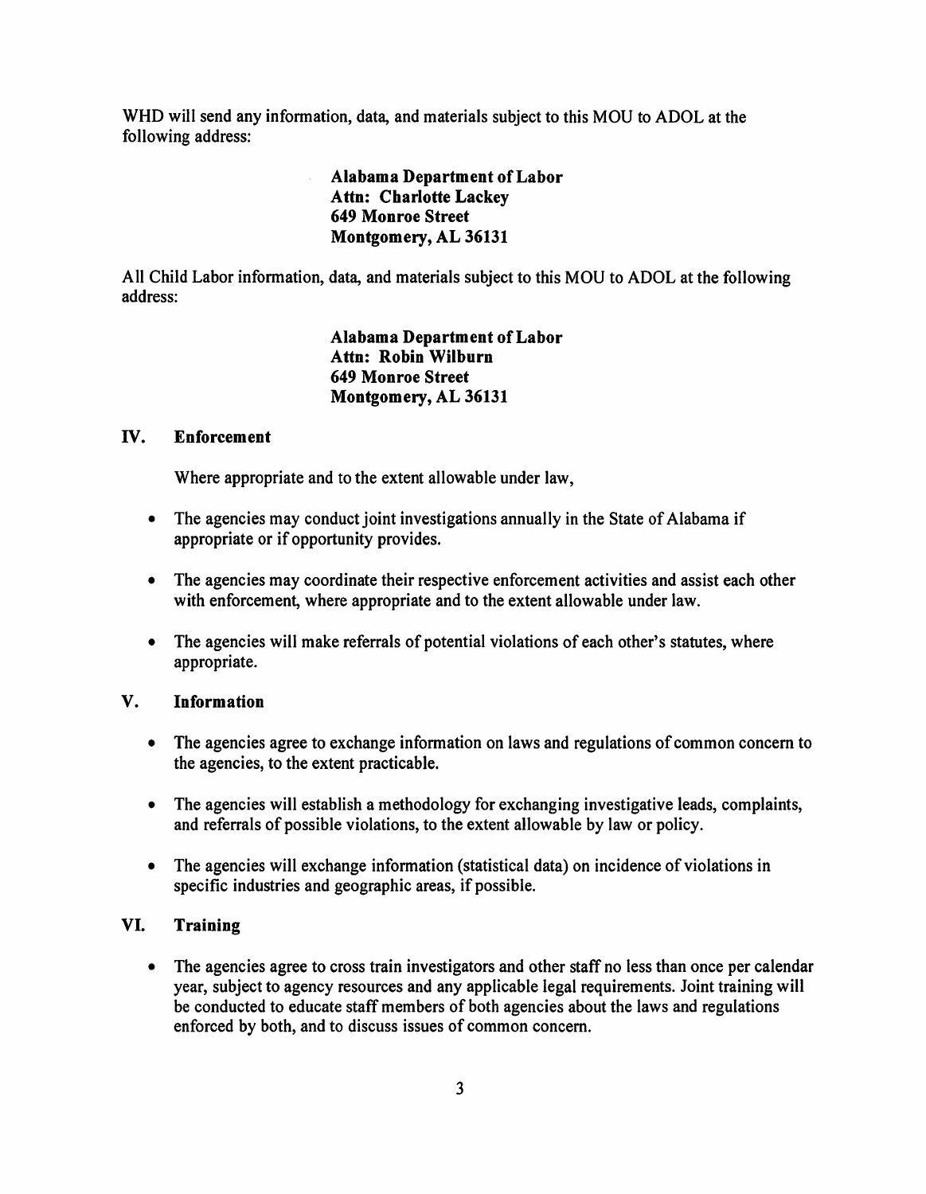WHD will send any information, data, and materials subject to this MOU to ADOL at the following address:

> **Alabama Department of Labor**
> **Attn: Charlotte Lackey**
> **649 Monroe Street**
> **Montgomery, AL 36131**

All Child Labor information, data, and materials subject to this MOU to ADOL at the following address:

> **Alabama Department of Labor**
> **Attn: Robin Wilburn**
> **649 Monroe Street**
> **Montgomery, AL 36131**

## IV. Enforcement

Where appropriate and to the extent allowable under law,

- The agencies may conduct joint investigations annually in the State of Alabama if appropriate or if opportunity provides.
- The agencies may coordinate their respective enforcement activities and assist each other with enforcement, where appropriate and to the extent allowable under law.
- The agencies will make referrals of potential violations of each other's statutes, where appropriate.

## V. Information

- The agencies agree to exchange information on laws and regulations of common concern to the agencies, to the extent practicable.
- The agencies will establish a methodology for exchanging investigative leads, complaints, and referrals of possible violations, to the extent allowable by law or policy.
- The agencies will exchange information (statistical data) on incidence of violations in specific industries and geographic areas, if possible.

## VI. Training

- The agencies agree to cross train investigators and other staff no less than once per calendar year, subject to agency resources and any applicable legal requirements. Joint training will be conducted to educate staff members of both agencies about the laws and regulations enforced by both, and to discuss issues of common concern.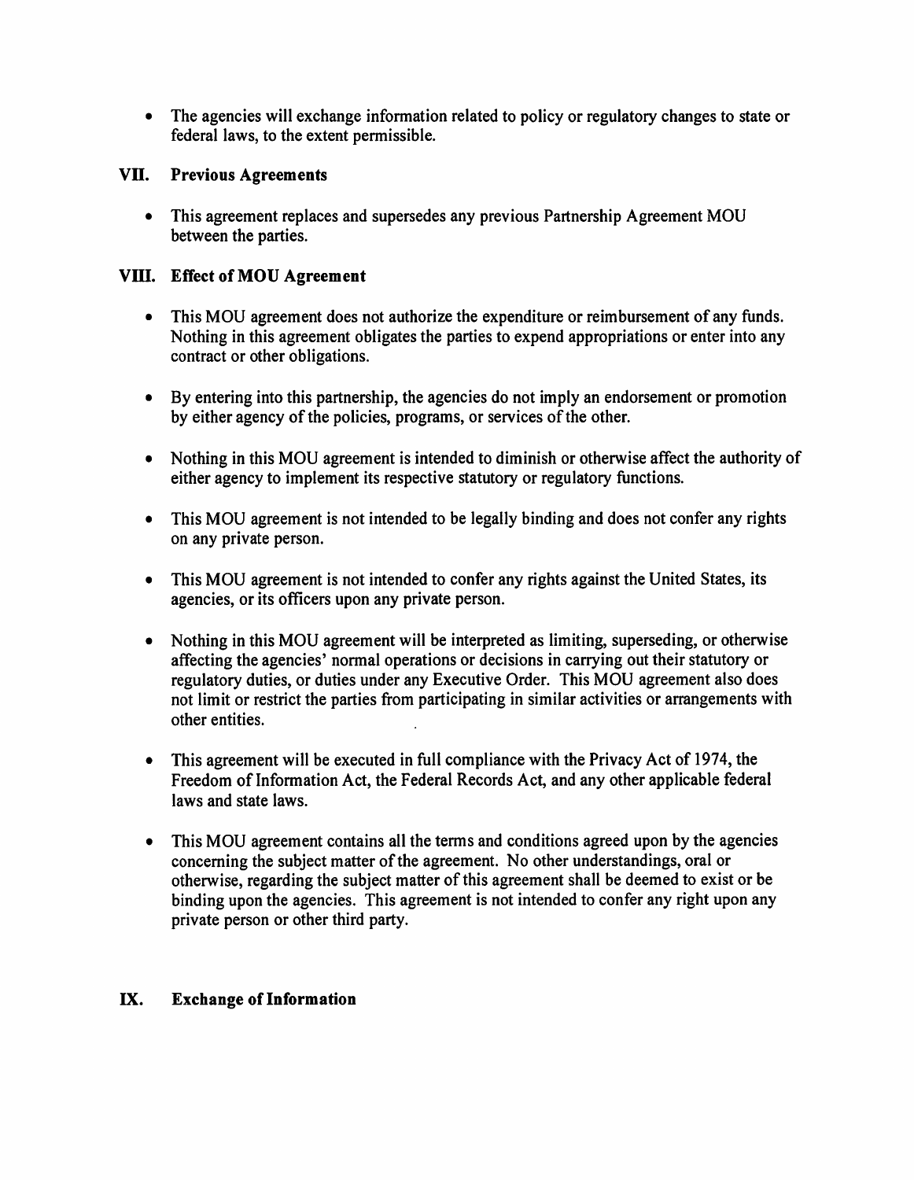- The agencies will exchange information related to policy or regulatory changes to state or federal laws, to the extent permissible.

## VII. Previous Agreements

- This agreement replaces and supersedes any previous Partnership Agreement MOU between the parties.

## VIII. Effect of MOU Agreement

- This MOU agreement does not authorize the expenditure or reimbursement of any funds. Nothing in this agreement obligates the parties to expend appropriations or enter into any contract or other obligations.

- By entering into this partnership, the agencies do not imply an endorsement or promotion by either agency of the policies, programs, or services of the other.

- Nothing in this MOU agreement is intended to diminish or otherwise affect the authority of either agency to implement its respective statutory or regulatory functions.

- This MOU agreement is not intended to be legally binding and does not confer any rights on any private person.

- This MOU agreement is not intended to confer any rights against the United States, its agencies, or its officers upon any private person.

- Nothing in this MOU agreement will be interpreted as limiting, superseding, or otherwise affecting the agencies' normal operations or decisions in carrying out their statutory or regulatory duties, or duties under any Executive Order. This MOU agreement also does not limit or restrict the parties from participating in similar activities or arrangements with other entities.

- This agreement will be executed in full compliance with the Privacy Act of 1974, the Freedom of Information Act, the Federal Records Act, and any other applicable federal laws and state laws.

- This MOU agreement contains all the terms and conditions agreed upon by the agencies concerning the subject matter of the agreement. No other understandings, oral or otherwise, regarding the subject matter of this agreement shall be deemed to exist or be binding upon the agencies. This agreement is not intended to confer any right upon any private person or other third party.

## IX. Exchange of Information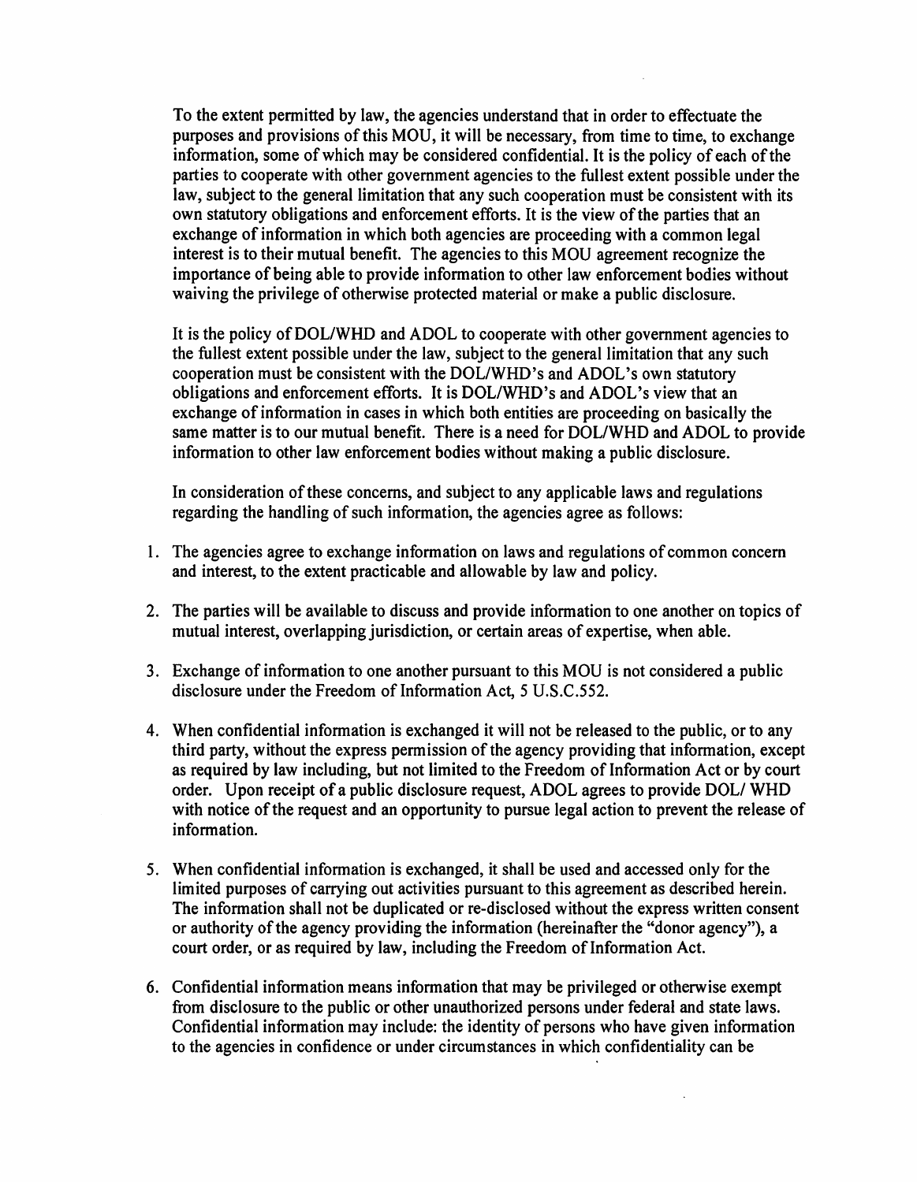To the extent permitted by law, the agencies understand that in order to effectuate the purposes and provisions of this MOU, it will be necessary, from time to time, to exchange information, some of which may be considered confidential. It is the policy of each of the parties to cooperate with other government agencies to the fullest extent possible under the law, subject to the general limitation that any such cooperation must be consistent with its own statutory obligations and enforcement efforts. It is the view of the parties that an exchange of information in which both agencies are proceeding with a common legal interest is to their mutual benefit. The agencies to this MOU agreement recognize the importance of being able to provide information to other law enforcement bodies without waiving the privilege of otherwise protected material or make a public disclosure.

It is the policy of DOL/WHD and ADOL to cooperate with other government agencies to the fullest extent possible under the law, subject to the general limitation that any such cooperation must be consistent with the DOL/WHD's and ADOL's own statutory obligations and enforcement efforts. It is DOL/WHD's and ADOL's view that an exchange of information in cases in which both entities are proceeding on basically the same matter is to our mutual benefit. There is a need for DOL/WHD and ADOL to provide information to other law enforcement bodies without making a public disclosure.

In consideration of these concerns, and subject to any applicable laws and regulations regarding the handling of such information, the agencies agree as follows:

1. The agencies agree to exchange information on laws and regulations of common concern and interest, to the extent practicable and allowable by law and policy.

2. The parties will be available to discuss and provide information to one another on topics of mutual interest, overlapping jurisdiction, or certain areas of expertise, when able.

3. Exchange of information to one another pursuant to this MOU is not considered a public disclosure under the Freedom of Information Act, 5 U.S.C.552.

4. When confidential information is exchanged it will not be released to the public, or to any third party, without the express permission of the agency providing that information, except as required by law including, but not limited to the Freedom of Information Act or by court order. Upon receipt of a public disclosure request, ADOL agrees to provide DOL/ WHD with notice of the request and an opportunity to pursue legal action to prevent the release of information.

5. When confidential information is exchanged, it shall be used and accessed only for the limited purposes of carrying out activities pursuant to this agreement as described herein. The information shall not be duplicated or re-disclosed without the express written consent or authority of the agency providing the information (hereinafter the "donor agency"), a court order, or as required by law, including the Freedom of Information Act.

6. Confidential information means information that may be privileged or otherwise exempt from disclosure to the public or other unauthorized persons under federal and state laws. Confidential information may include: the identity of persons who have given information to the agencies in confidence or under circumstances in which confidentiality can be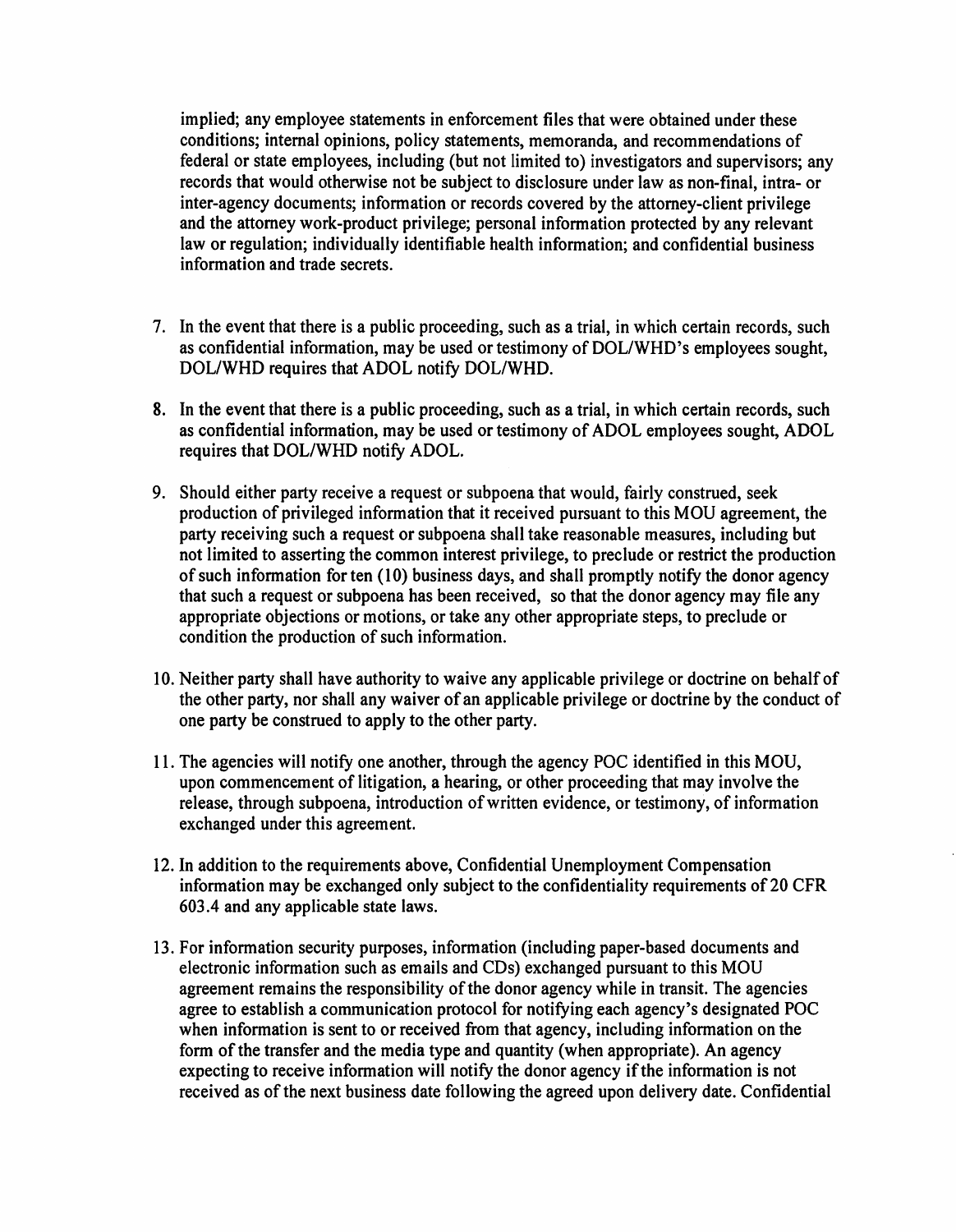implied; any employee statements in enforcement files that were obtained under these conditions; internal opinions, policy statements, memoranda, and recommendations of federal or state employees, including (but not limited to) investigators and supervisors; any records that would otherwise not be subject to disclosure under law as non-final, intra- or inter-agency documents; information or records covered by the attorney-client privilege and the attorney work-product privilege; personal information protected by any relevant law or regulation; individually identifiable health information; and confidential business information and trade secrets.

7. In the event that there is a public proceeding, such as a trial, in which certain records, such as confidential information, may be used or testimony of DOL/WHD's employees sought, DOL/WHD requires that ADOL notify DOL/WHD.

8. In the event that there is a public proceeding, such as a trial, in which certain records, such as confidential information, may be used or testimony of ADOL employees sought, ADOL requires that DOL/WHD notify ADOL.

9. Should either party receive a request or subpoena that would, fairly construed, seek production of privileged information that it received pursuant to this MOU agreement, the party receiving such a request or subpoena shall take reasonable measures, including but not limited to asserting the common interest privilege, to preclude or restrict the production of such information for ten (10) business days, and shall promptly notify the donor agency that such a request or subpoena has been received, so that the donor agency may file any appropriate objections or motions, or take any other appropriate steps, to preclude or condition the production of such information.

10. Neither party shall have authority to waive any applicable privilege or doctrine on behalf of the other party, nor shall any waiver of an applicable privilege or doctrine by the conduct of one party be construed to apply to the other party.

11. The agencies will notify one another, through the agency POC identified in this MOU, upon commencement of litigation, a hearing, or other proceeding that may involve the release, through subpoena, introduction of written evidence, or testimony, of information exchanged under this agreement.

12. In addition to the requirements above, Confidential Unemployment Compensation information may be exchanged only subject to the confidentiality requirements of 20 CFR 603.4 and any applicable state laws.

13. For information security purposes, information (including paper-based documents and electronic information such as emails and CDs) exchanged pursuant to this MOU agreement remains the responsibility of the donor agency while in transit. The agencies agree to establish a communication protocol for notifying each agency's designated POC when information is sent to or received from that agency, including information on the form of the transfer and the media type and quantity (when appropriate). An agency expecting to receive information will notify the donor agency if the information is not received as of the next business date following the agreed upon delivery date. Confidential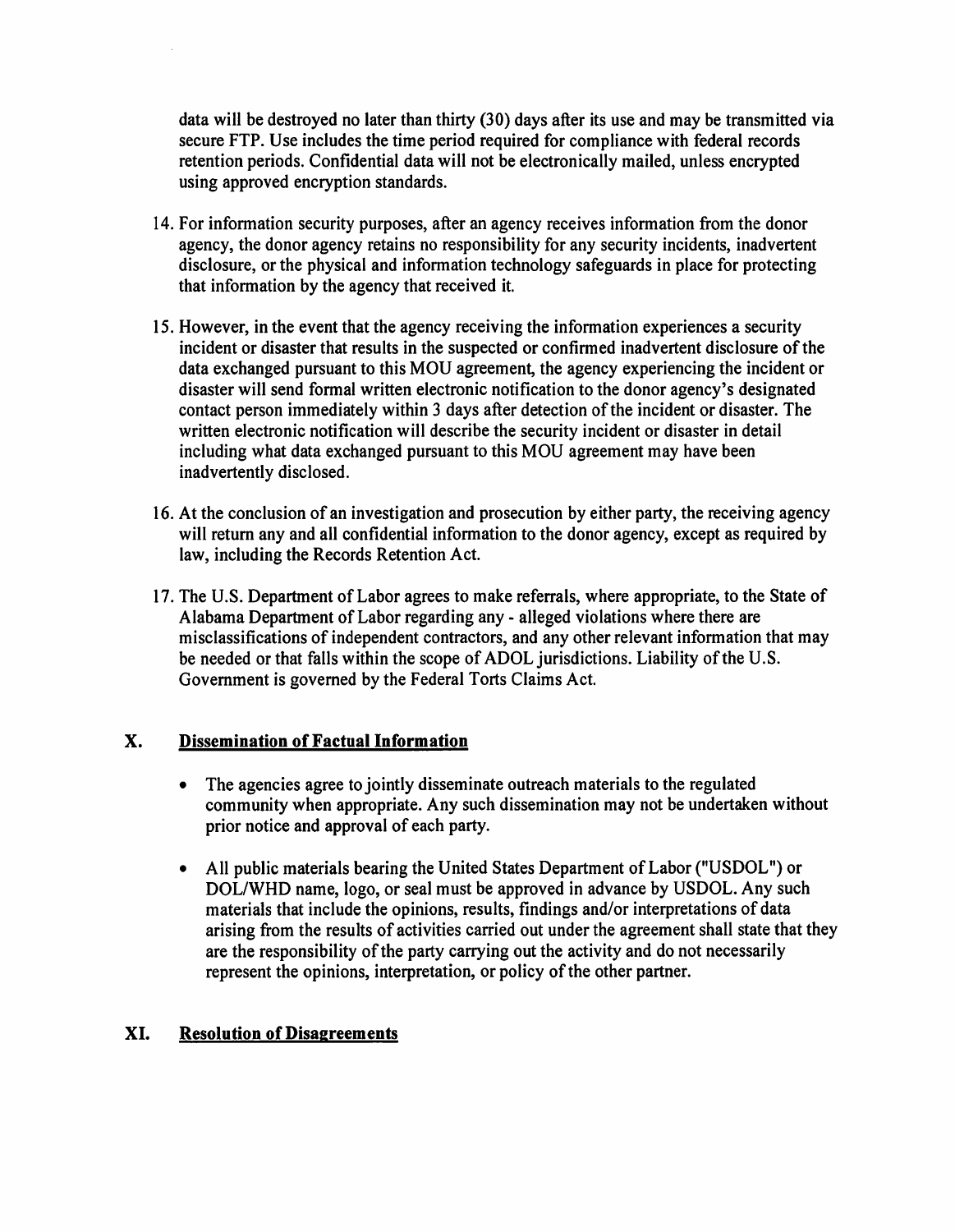data will be destroyed no later than thirty (30) days after its use and may be transmitted via secure FTP. Use includes the time period required for compliance with federal records retention periods. Confidential data will not be electronically mailed, unless encrypted using approved encryption standards.

14. For information security purposes, after an agency receives information from the donor agency, the donor agency retains no responsibility for any security incidents, inadvertent disclosure, or the physical and information technology safeguards in place for protecting that information by the agency that received it.

15. However, in the event that the agency receiving the information experiences a security incident or disaster that results in the suspected or confirmed inadvertent disclosure of the data exchanged pursuant to this MOU agreement, the agency experiencing the incident or disaster will send formal written electronic notification to the donor agency's designated contact person immediately within 3 days after detection of the incident or disaster. The written electronic notification will describe the security incident or disaster in detail including what data exchanged pursuant to this MOU agreement may have been inadvertently disclosed.

16. At the conclusion of an investigation and prosecution by either party, the receiving agency will return any and all confidential information to the donor agency, except as required by law, including the Records Retention Act.

17. The U.S. Department of Labor agrees to make referrals, where appropriate, to the State of Alabama Department of Labor regarding any - alleged violations where there are misclassifications of independent contractors, and any other relevant information that may be needed or that falls within the scope of ADOL jurisdictions. Liability of the U.S. Government is governed by the Federal Torts Claims Act.

## X. Dissemination of Factual Information

- The agencies agree to jointly disseminate outreach materials to the regulated community when appropriate. Any such dissemination may not be undertaken without prior notice and approval of each party.

- All public materials bearing the United States Department of Labor ("USDOL") or DOL/WHD name, logo, or seal must be approved in advance by USDOL. Any such materials that include the opinions, results, findings and/or interpretations of data arising from the results of activities carried out under the agreement shall state that they are the responsibility of the party carrying out the activity and do not necessarily represent the opinions, interpretation, or policy of the other partner.

## XI. Resolution of Disagreements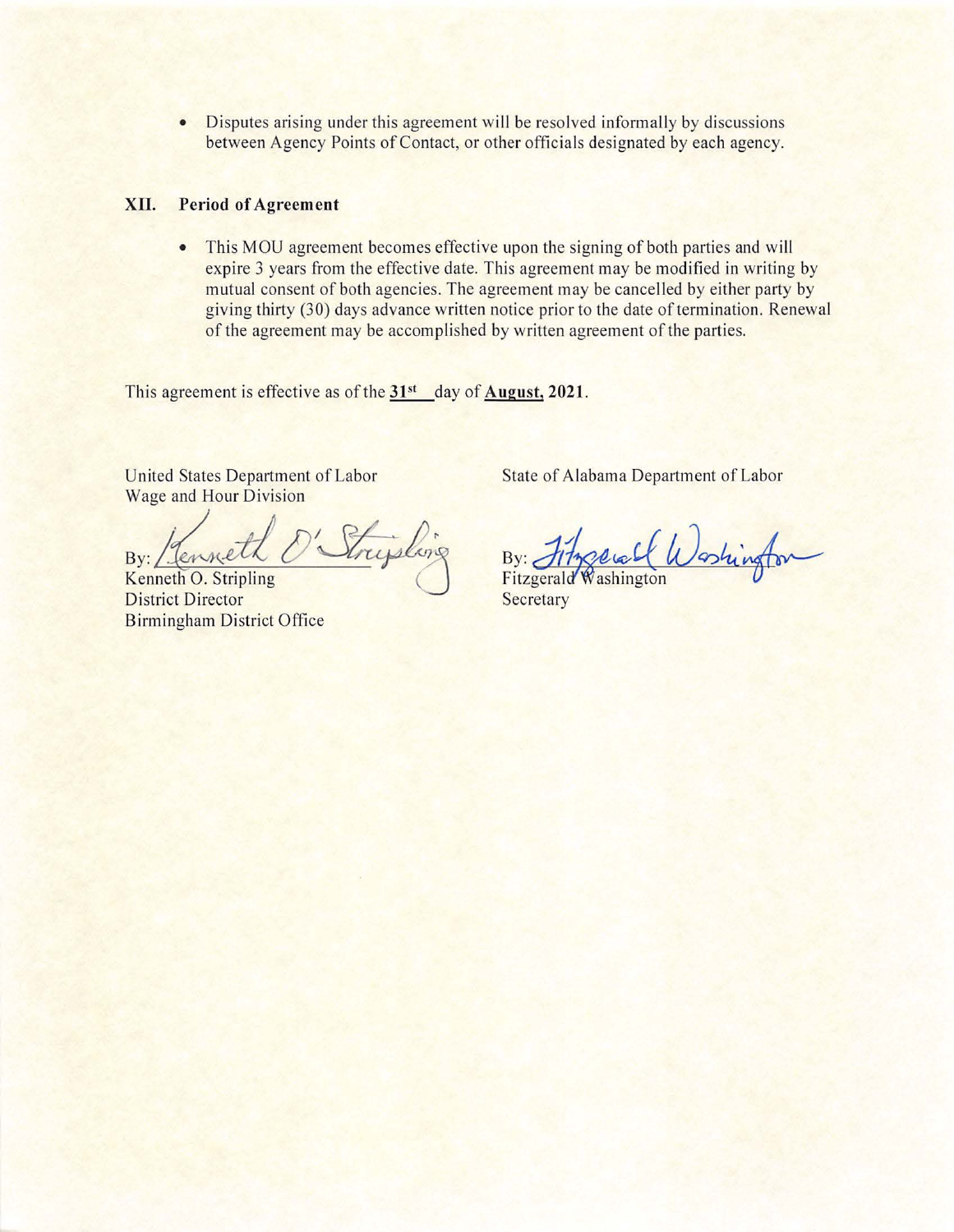- Disputes arising under this agreement will be resolved informally by discussions between Agency Points of Contact, or other officials designated by each agency.

## XII. Period of Agreement

- This MOU agreement becomes effective upon the signing of both parties and will expire 3 years from the effective date. This agreement may be modified in writing by mutual consent of both agencies. The agreement may be cancelled by either party by giving thirty (30) days advance written notice prior to the date of termination. Renewal of the agreement may be accomplished by written agreement of the parties.

This agreement is effective as of the **31st** day of **August, 2021**.

United States Department of Labor
Wage and Hour Division

By: Kenneth O. Stripling
Kenneth O. Stripling
District Director
Birmingham District Office

State of Alabama Department of Labor

By: Fitzgerald Washington
Fitzgerald Washington
Secretary